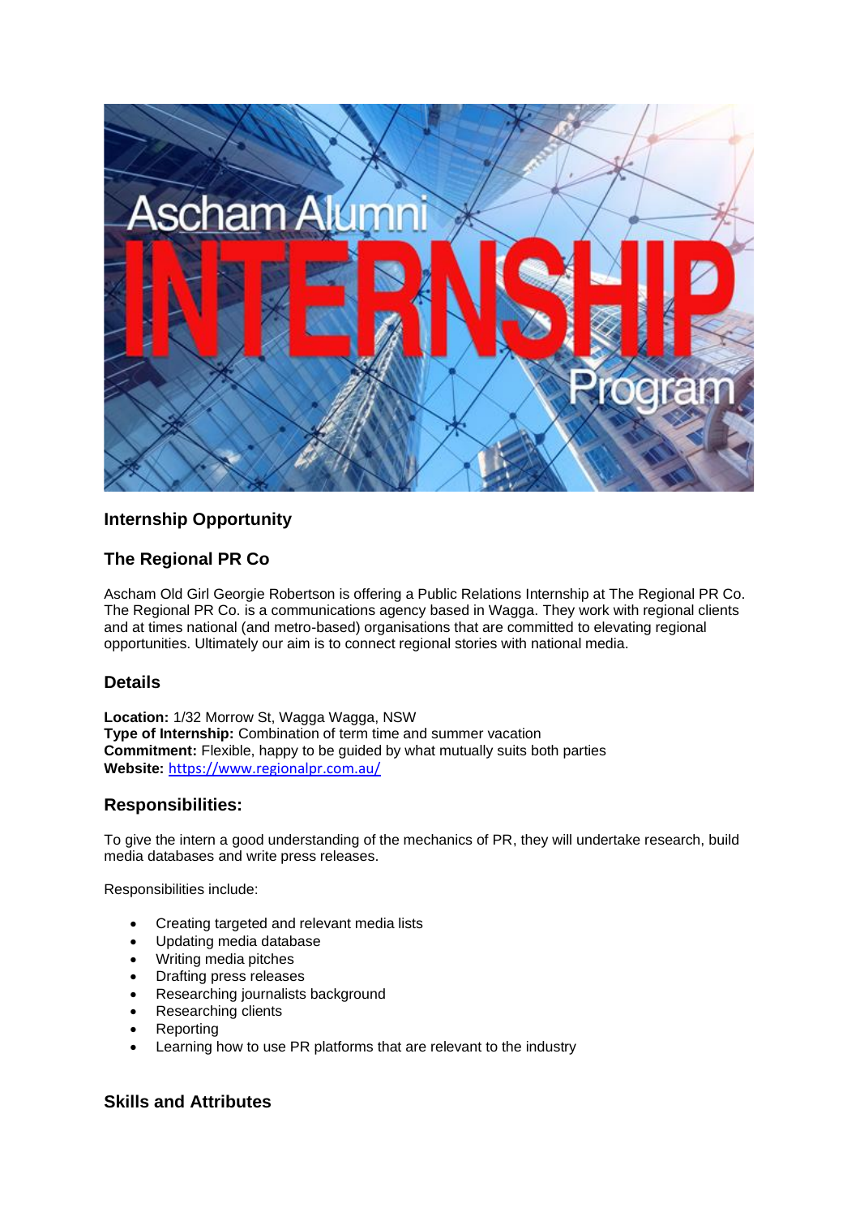## Internship Opportunity

## The Regional PR Co

Ascham Old Girl Georgie Robertson is offering a Public Relations Internship at The Regional PR Co. The Regional PR Co. is a communications agency based in Wagga. They work with regional clients and at times national (and metro-based) organisations that are committed to elevating regional opportunities. Ultimately our aim is to connect regional stories with national media.

## Details

**Location:** 1/32 Morrow St, Wagga Wagga, NSW
**Type of Internship:** Combination of term time and summer vacation
**Commitment:** Flexible, happy to be guided by what mutually suits both parties
**Website:** https://www.regionalpr.com.au/

## Responsibilities:

To give the intern a good understanding of the mechanics of PR, they will undertake research, build media databases and write press releases.

Responsibilities include:

- Creating targeted and relevant media lists
- Updating media database
- Writing media pitches
- Drafting press releases
- Researching journalists background
- Researching clients
- Reporting
- Learning how to use PR platforms that are relevant to the industry

## Skills and Attributes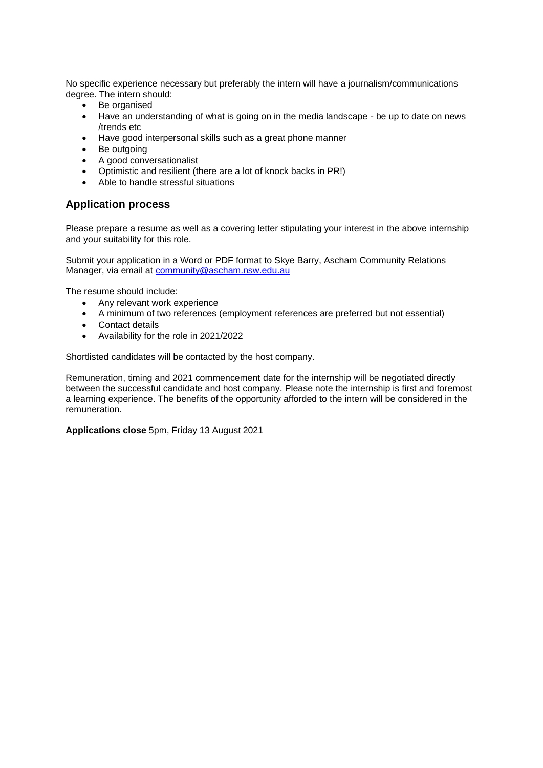No specific experience necessary but preferably the intern will have a journalism/communications degree. The intern should:

- Be organised
- Have an understanding of what is going on in the media landscape - be up to date on news /trends etc
- Have good interpersonal skills such as a great phone manner
- Be outgoing
- A good conversationalist
- Optimistic and resilient (there are a lot of knock backs in PR!)
- Able to handle stressful situations

## Application process

Please prepare a resume as well as a covering letter stipulating your interest in the above internship and your suitability for this role.

Submit your application in a Word or PDF format to Skye Barry, Ascham Community Relations Manager, via email at community@ascham.nsw.edu.au

The resume should include:

- Any relevant work experience
- A minimum of two references (employment references are preferred but not essential)
- Contact details
- Availability for the role in 2021/2022

Shortlisted candidates will be contacted by the host company.

Remuneration, timing and 2021 commencement date for the internship will be negotiated directly between the successful candidate and host company. Please note the internship is first and foremost a learning experience. The benefits of the opportunity afforded to the intern will be considered in the remuneration.

**Applications close** 5pm, Friday 13 August 2021